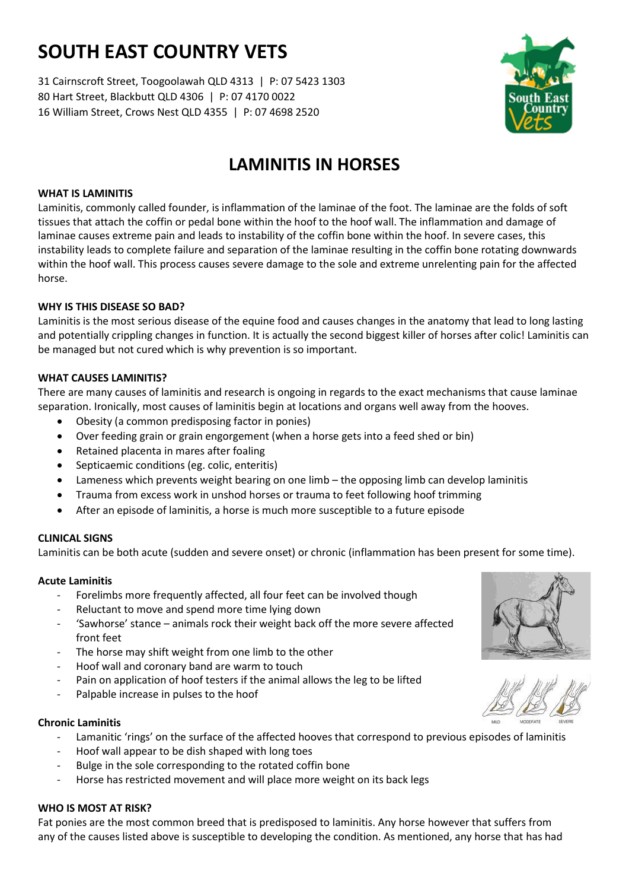# SOUTH EAST COUNTRY VETS

31 Cairnscroft Street, Toogoolawah QLD 4313 | P: 07 5423 1303
80 Hart Street, Blackbutt QLD 4306 | P: 07 4170 0022
16 William Street, Crows Nest QLD 4355 | P: 07 4698 2520

## LAMINITIS IN HORSES

### WHAT IS LAMINITIS

Laminitis, commonly called founder, is inflammation of the laminae of the foot. The laminae are the folds of soft tissues that attach the coffin or pedal bone within the hoof to the hoof wall. The inflammation and damage of laminae causes extreme pain and leads to instability of the coffin bone within the hoof. In severe cases, this instability leads to complete failure and separation of the laminae resulting in the coffin bone rotating downwards within the hoof wall. This process causes severe damage to the sole and extreme unrelenting pain for the affected horse.

### WHY IS THIS DISEASE SO BAD?

Laminitis is the most serious disease of the equine food and causes changes in the anatomy that lead to long lasting and potentially crippling changes in function. It is actually the second biggest killer of horses after colic! Laminitis can be managed but not cured which is why prevention is so important.

### WHAT CAUSES LAMINITIS?

There are many causes of laminitis and research is ongoing in regards to the exact mechanisms that cause laminae separation. Ironically, most causes of laminitis begin at locations and organs well away from the hooves.

- Obesity (a common predisposing factor in ponies)
- Over feeding grain or grain engorgement (when a horse gets into a feed shed or bin)
- Retained placenta in mares after foaling
- Septicaemic conditions (eg. colic, enteritis)
- Lameness which prevents weight bearing on one limb – the opposing limb can develop laminitis
- Trauma from excess work in unshod horses or trauma to feet following hoof trimming
- After an episode of laminitis, a horse is much more susceptible to a future episode

### CLINICAL SIGNS

Laminitis can be both acute (sudden and severe onset) or chronic (inflammation has been present for some time).

#### Acute Laminitis

- Forelimbs more frequently affected, all four feet can be involved though
- Reluctant to move and spend more time lying down
- 'Sawhorse' stance – animals rock their weight back off the more severe affected front feet
- The horse may shift weight from one limb to the other
- Hoof wall and coronary band are warm to touch
- Pain on application of hoof testers if the animal allows the leg to be lifted
- Palpable increase in pulses to the hoof

MILD MODERATE SEVERE

#### Chronic Laminitis

- Lamanitic 'rings' on the surface of the affected hooves that correspond to previous episodes of laminitis
- Hoof wall appear to be dish shaped with long toes
- Bulge in the sole corresponding to the rotated coffin bone
- Horse has restricted movement and will place more weight on its back legs

### WHO IS MOST AT RISK?

Fat ponies are the most common breed that is predisposed to laminitis. Any horse however that suffers from any of the causes listed above is susceptible to developing the condition. As mentioned, any horse that has had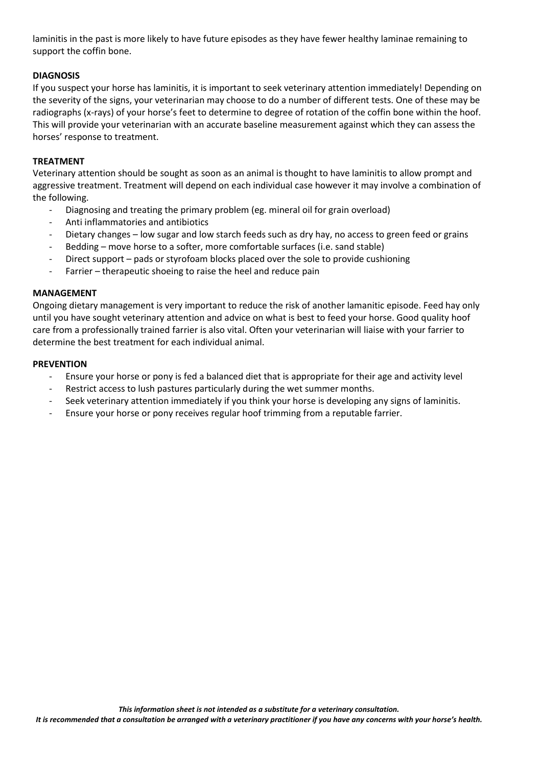laminitis in the past is more likely to have future episodes as they have fewer healthy laminae remaining to support the coffin bone.

**DIAGNOSIS**

If you suspect your horse has laminitis, it is important to seek veterinary attention immediately! Depending on the severity of the signs, your veterinarian may choose to do a number of different tests. One of these may be radiographs (x-rays) of your horse's feet to determine to degree of rotation of the coffin bone within the hoof. This will provide your veterinarian with an accurate baseline measurement against which they can assess the horses' response to treatment.

**TREATMENT**

Veterinary attention should be sought as soon as an animal is thought to have laminitis to allow prompt and aggressive treatment. Treatment will depend on each individual case however it may involve a combination of the following.

- Diagnosing and treating the primary problem (eg. mineral oil for grain overload)
- Anti inflammatories and antibiotics
- Dietary changes – low sugar and low starch feeds such as dry hay, no access to green feed or grains
- Bedding – move horse to a softer, more comfortable surfaces (i.e. sand stable)
- Direct support – pads or styrofoam blocks placed over the sole to provide cushioning
- Farrier – therapeutic shoeing to raise the heel and reduce pain

**MANAGEMENT**

Ongoing dietary management is very important to reduce the risk of another lamanitic episode. Feed hay only until you have sought veterinary attention and advice on what is best to feed your horse. Good quality hoof care from a professionally trained farrier is also vital. Often your veterinarian will liaise with your farrier to determine the best treatment for each individual animal.

**PREVENTION**

- Ensure your horse or pony is fed a balanced diet that is appropriate for their age and activity level
- Restrict access to lush pastures particularly during the wet summer months.
- Seek veterinary attention immediately if you think your horse is developing any signs of laminitis.
- Ensure your horse or pony receives regular hoof trimming from a reputable farrier.

***This information sheet is not intended as a substitute for a veterinary consultation.***
***It is recommended that a consultation be arranged with a veterinary practitioner if you have any concerns with your horse's health.***